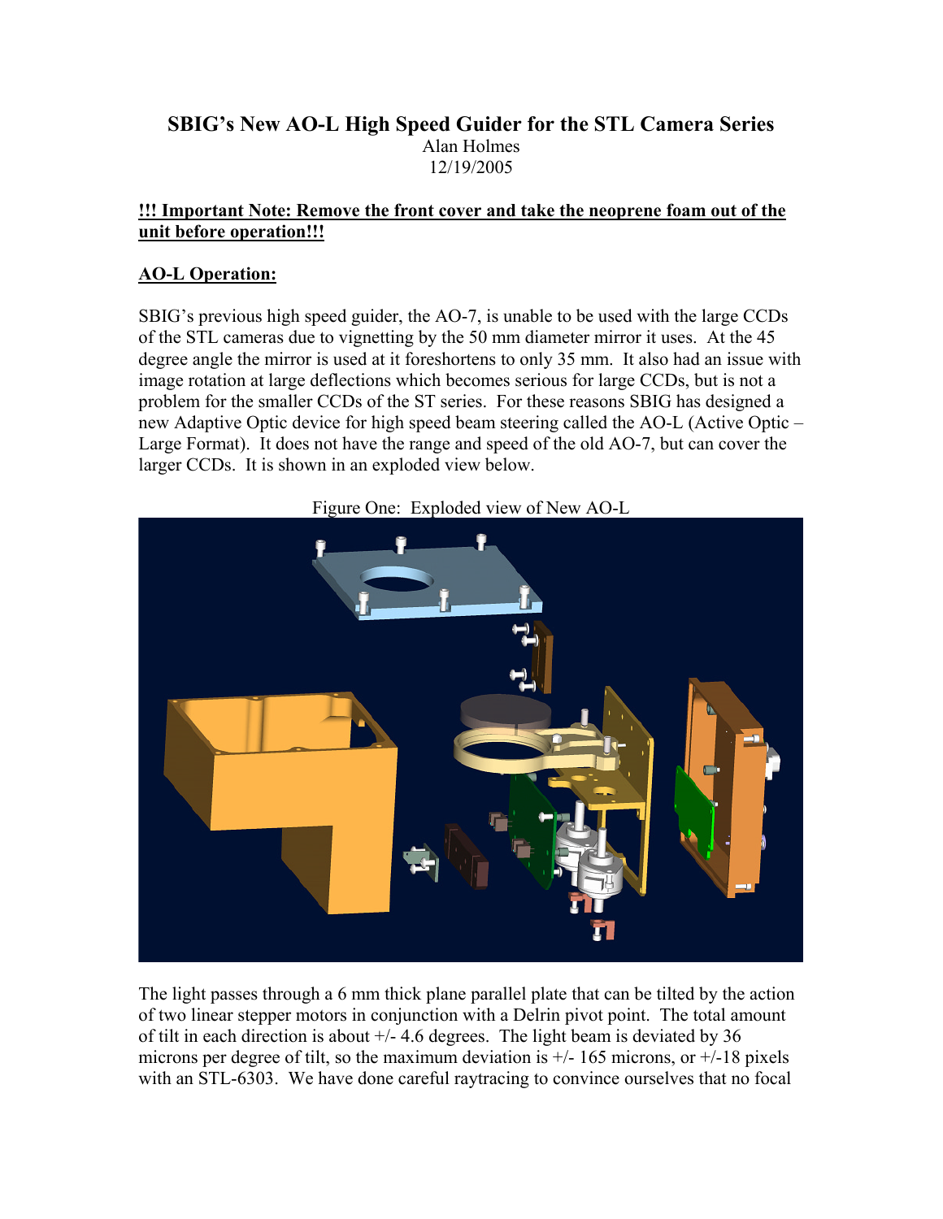# SBIG's New AO-L High Speed Guider for the STL Camera Series

Alan Holmes
12/19/2005

**!!! Important Note: Remove the front cover and take the neoprene foam out of the unit before operation!!!**

## AO-L Operation:

SBIG's previous high speed guider, the AO-7, is unable to be used with the large CCDs of the STL cameras due to vignetting by the 50 mm diameter mirror it uses. At the 45 degree angle the mirror is used at it foreshortens to only 35 mm. It also had an issue with image rotation at large deflections which becomes serious for large CCDs, but is not a problem for the smaller CCDs of the ST series. For these reasons SBIG has designed a new Adaptive Optic device for high speed beam steering called the AO-L (Active Optic – Large Format). It does not have the range and speed of the old AO-7, but can cover the larger CCDs. It is shown in an exploded view below.

Figure One: Exploded view of New AO-L

The light passes through a 6 mm thick plane parallel plate that can be tilted by the action of two linear stepper motors in conjunction with a Delrin pivot point. The total amount of tilt in each direction is about +/- 4.6 degrees. The light beam is deviated by 36 microns per degree of tilt, so the maximum deviation is +/- 165 microns, or +/-18 pixels with an STL-6303. We have done careful raytracing to convince ourselves that no focal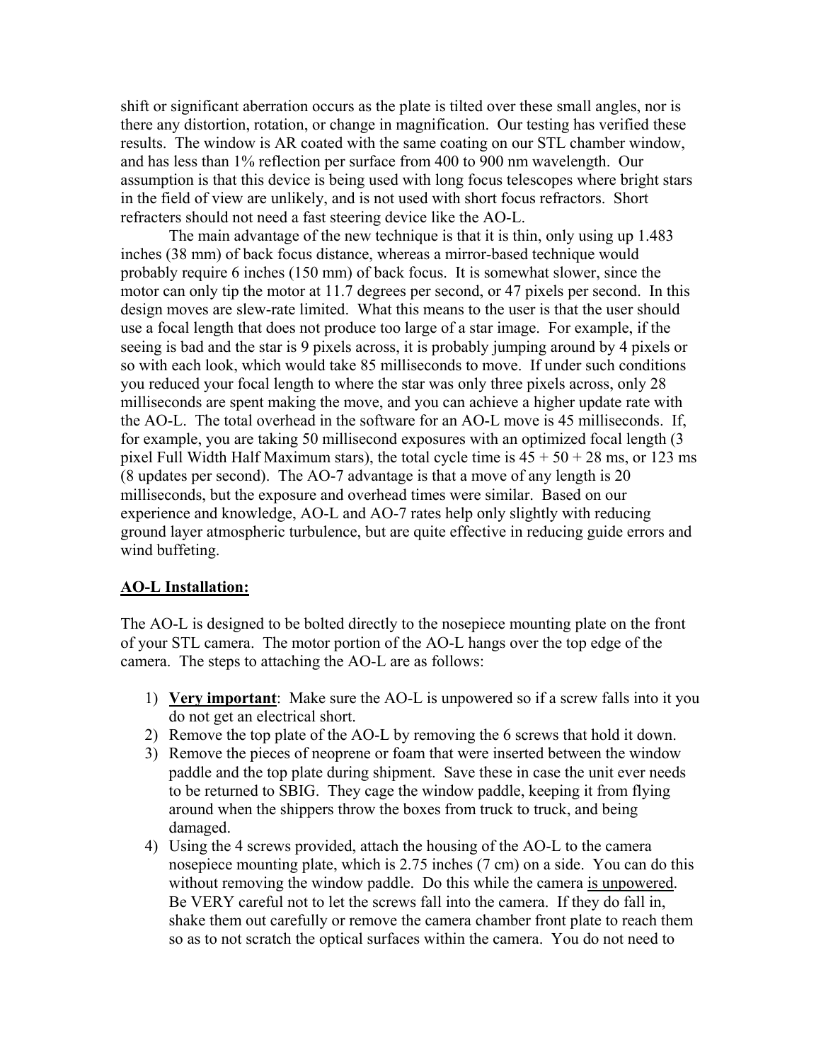shift or significant aberration occurs as the plate is tilted over these small angles, nor is there any distortion, rotation, or change in magnification. Our testing has verified these results. The window is AR coated with the same coating on our STL chamber window, and has less than 1% reflection per surface from 400 to 900 nm wavelength. Our assumption is that this device is being used with long focus telescopes where bright stars in the field of view are unlikely, and is not used with short focus refractors. Short refracters should not need a fast steering device like the AO-L.

The main advantage of the new technique is that it is thin, only using up 1.483 inches (38 mm) of back focus distance, whereas a mirror-based technique would probably require 6 inches (150 mm) of back focus. It is somewhat slower, since the motor can only tip the motor at 11.7 degrees per second, or 47 pixels per second. In this design moves are slew-rate limited. What this means to the user is that the user should use a focal length that does not produce too large of a star image. For example, if the seeing is bad and the star is 9 pixels across, it is probably jumping around by 4 pixels or so with each look, which would take 85 milliseconds to move. If under such conditions you reduced your focal length to where the star was only three pixels across, only 28 milliseconds are spent making the move, and you can achieve a higher update rate with the AO-L. The total overhead in the software for an AO-L move is 45 milliseconds. If, for example, you are taking 50 millisecond exposures with an optimized focal length (3 pixel Full Width Half Maximum stars), the total cycle time is 45 + 50 + 28 ms, or 123 ms (8 updates per second). The AO-7 advantage is that a move of any length is 20 milliseconds, but the exposure and overhead times were similar. Based on our experience and knowledge, AO-L and AO-7 rates help only slightly with reducing ground layer atmospheric turbulence, but are quite effective in reducing guide errors and wind buffeting.

## AO-L Installation:

The AO-L is designed to be bolted directly to the nosepiece mounting plate on the front of your STL camera. The motor portion of the AO-L hangs over the top edge of the camera. The steps to attaching the AO-L are as follows:

1) **Very important**: Make sure the AO-L is unpowered so if a screw falls into it you do not get an electrical short.
2) Remove the top plate of the AO-L by removing the 6 screws that hold it down.
3) Remove the pieces of neoprene or foam that were inserted between the window paddle and the top plate during shipment. Save these in case the unit ever needs to be returned to SBIG. They cage the window paddle, keeping it from flying around when the shippers throw the boxes from truck to truck, and being damaged.
4) Using the 4 screws provided, attach the housing of the AO-L to the camera nosepiece mounting plate, which is 2.75 inches (7 cm) on a side. You can do this without removing the window paddle. Do this while the camera is unpowered. Be VERY careful not to let the screws fall into the camera. If they do fall in, shake them out carefully or remove the camera chamber front plate to reach them so as to not scratch the optical surfaces within the camera. You do not need to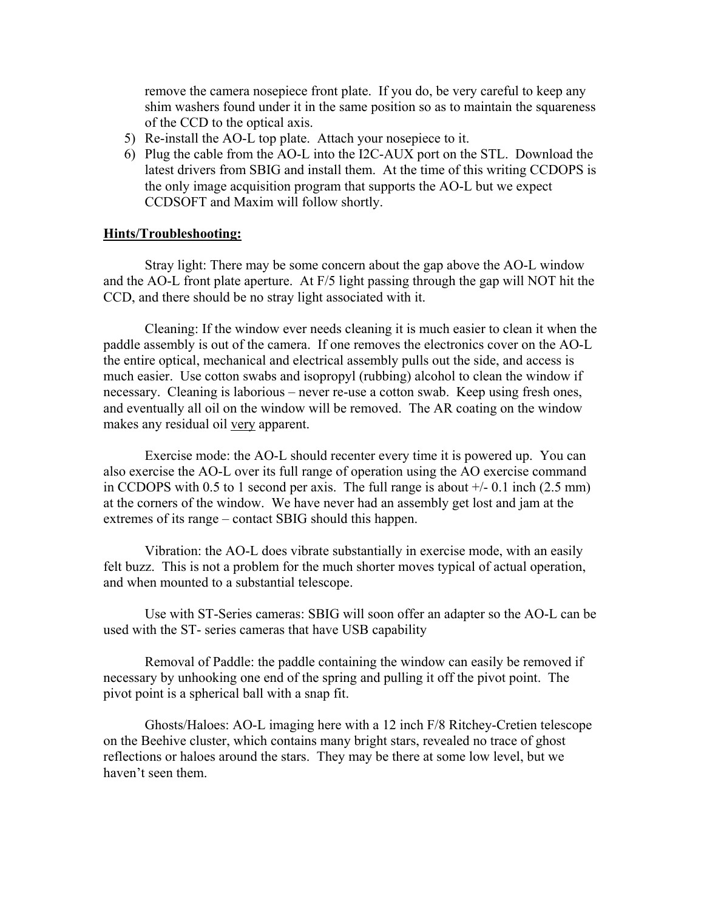remove the camera nosepiece front plate. If you do, be very careful to keep any shim washers found under it in the same position so as to maintain the squareness of the CCD to the optical axis.

5) Re-install the AO-L top plate. Attach your nosepiece to it.
6) Plug the cable from the AO-L into the I2C-AUX port on the STL. Download the latest drivers from SBIG and install them. At the time of this writing CCDOPS is the only image acquisition program that supports the AO-L but we expect CCDSOFT and Maxim will follow shortly.

**Hints/Troubleshooting:**

Stray light: There may be some concern about the gap above the AO-L window and the AO-L front plate aperture. At F/5 light passing through the gap will NOT hit the CCD, and there should be no stray light associated with it.

Cleaning: If the window ever needs cleaning it is much easier to clean it when the paddle assembly is out of the camera. If one removes the electronics cover on the AO-L the entire optical, mechanical and electrical assembly pulls out the side, and access is much easier. Use cotton swabs and isopropyl (rubbing) alcohol to clean the window if necessary. Cleaning is laborious – never re-use a cotton swab. Keep using fresh ones, and eventually all oil on the window will be removed. The AR coating on the window makes any residual oil very apparent.

Exercise mode: the AO-L should recenter every time it is powered up. You can also exercise the AO-L over its full range of operation using the AO exercise command in CCDOPS with 0.5 to 1 second per axis. The full range is about +/- 0.1 inch (2.5 mm) at the corners of the window. We have never had an assembly get lost and jam at the extremes of its range – contact SBIG should this happen.

Vibration: the AO-L does vibrate substantially in exercise mode, with an easily felt buzz. This is not a problem for the much shorter moves typical of actual operation, and when mounted to a substantial telescope.

Use with ST-Series cameras: SBIG will soon offer an adapter so the AO-L can be used with the ST- series cameras that have USB capability

Removal of Paddle: the paddle containing the window can easily be removed if necessary by unhooking one end of the spring and pulling it off the pivot point. The pivot point is a spherical ball with a snap fit.

Ghosts/Haloes: AO-L imaging here with a 12 inch F/8 Ritchey-Cretien telescope on the Beehive cluster, which contains many bright stars, revealed no trace of ghost reflections or haloes around the stars. They may be there at some low level, but we haven't seen them.